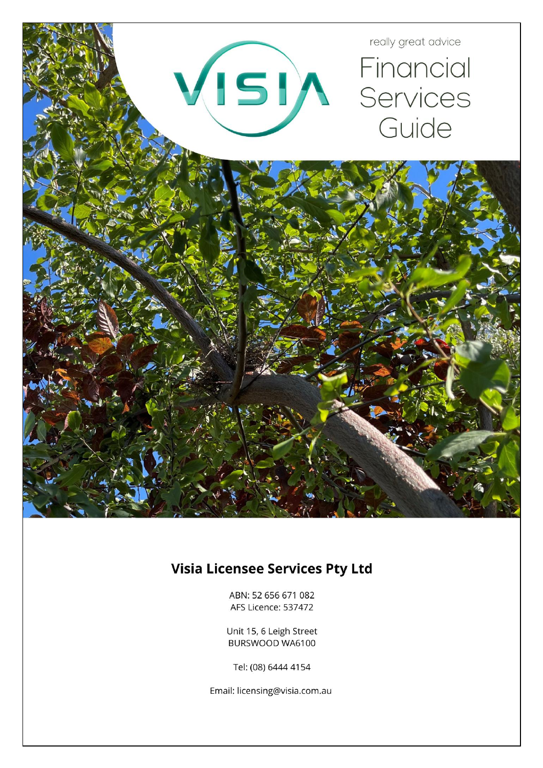really great advice

# Financial Services Guide

## Visia Licensee Services Pty Ltd

ABN: 52 656 671 082
AFS Licence: 537472

Unit 15, 6 Leigh Street
BURSWOOD WA6100

Tel: (08) 6444 4154

Email: licensing@visia.com.au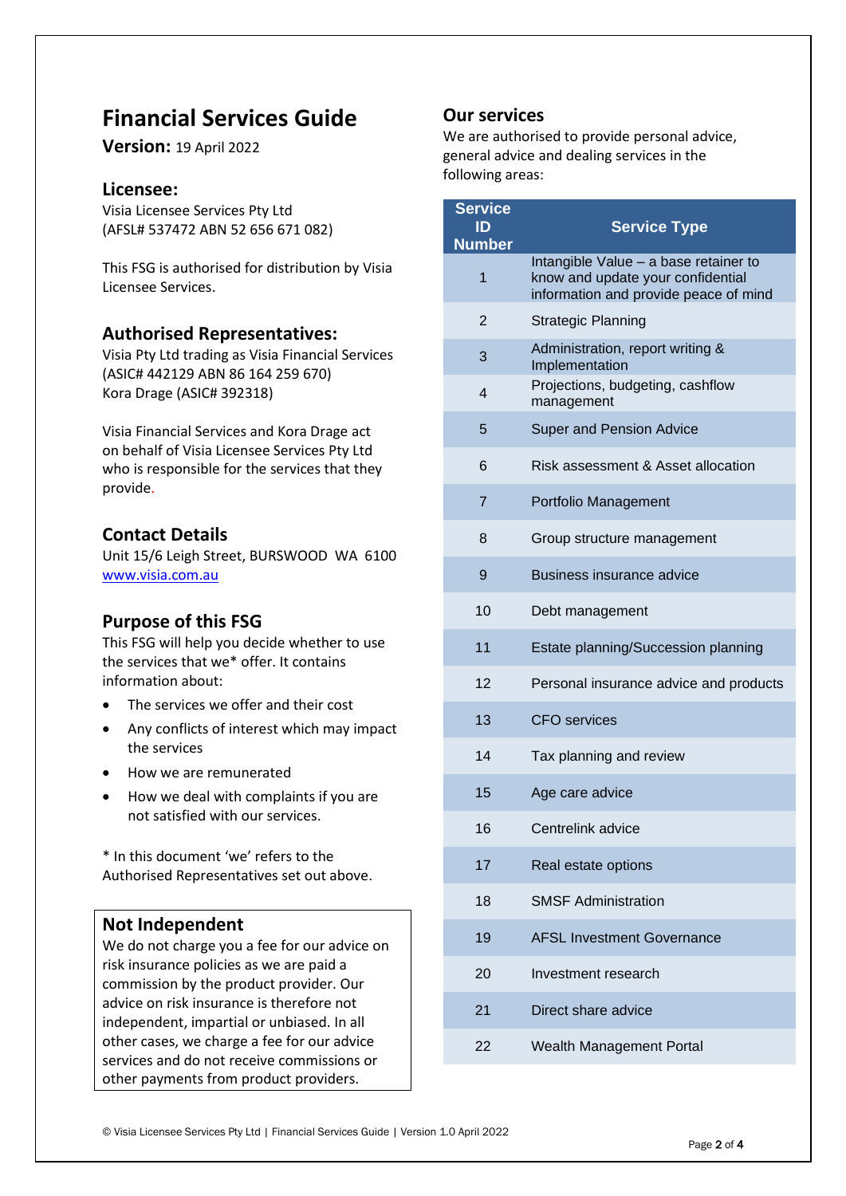# Financial Services Guide

**Version:** 19 April 2022

## Licensee:

Visia Licensee Services Pty Ltd
(AFSL# 537472 ABN 52 656 671 082)

This FSG is authorised for distribution by Visia Licensee Services.

## Authorised Representatives:

Visia Pty Ltd trading as Visia Financial Services
(ASIC# 442129 ABN 86 164 259 670)
Kora Drage (ASIC# 392318)

Visia Financial Services and Kora Drage act on behalf of Visia Licensee Services Pty Ltd who is responsible for the services that they provide.

## Contact Details

Unit 15/6 Leigh Street, BURSWOOD WA 6100
[www.visia.com.au](http://www.visia.com.au)

## Purpose of this FSG

This FSG will help you decide whether to use the services that we* offer. It contains information about:

- The services we offer and their cost
- Any conflicts of interest which may impact the services
- How we are remunerated
- How we deal with complaints if you are not satisfied with our services.

\* In this document 'we' refers to the Authorised Representatives set out above.

## Not Independent

We do not charge you a fee for our advice on risk insurance policies as we are paid a commission by the product provider. Our advice on risk insurance is therefore not independent, impartial or unbiased. In all other cases, we charge a fee for our advice services and do not receive commissions or other payments from product providers.

## Our services

We are authorised to provide personal advice, general advice and dealing services in the following areas:

| Service ID Number | Service Type |
|---|---|
| 1 | Intangible Value – a base retainer to know and update your confidential information and provide peace of mind |
| 2 | Strategic Planning |
| 3 | Administration, report writing & Implementation |
| 4 | Projections, budgeting, cashflow management |
| 5 | Super and Pension Advice |
| 6 | Risk assessment & Asset allocation |
| 7 | Portfolio Management |
| 8 | Group structure management |
| 9 | Business insurance advice |
| 10 | Debt management |
| 11 | Estate planning/Succession planning |
| 12 | Personal insurance advice and products |
| 13 | CFO services |
| 14 | Tax planning and review |
| 15 | Age care advice |
| 16 | Centrelink advice |
| 17 | Real estate options |
| 18 | SMSF Administration |
| 19 | AFSL Investment Governance |
| 20 | Investment research |
| 21 | Direct share advice |
| 22 | Wealth Management Portal |

© Visia Licensee Services Pty Ltd | Financial Services Guide | Version 1.0 April 2022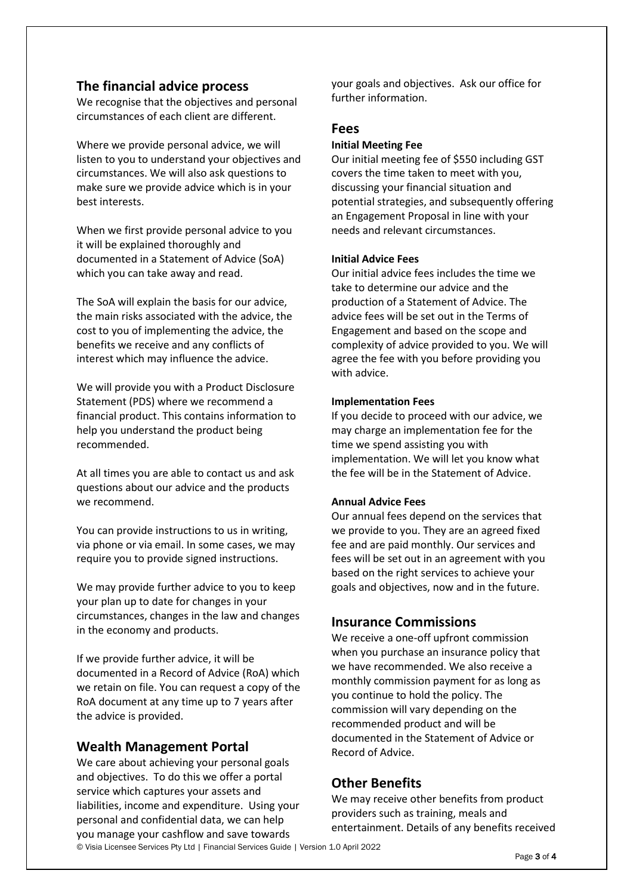## The financial advice process

We recognise that the objectives and personal circumstances of each client are different.

Where we provide personal advice, we will listen to you to understand your objectives and circumstances. We will also ask questions to make sure we provide advice which is in your best interests.

When we first provide personal advice to you it will be explained thoroughly and documented in a Statement of Advice (SoA) which you can take away and read.

The SoA will explain the basis for our advice, the main risks associated with the advice, the cost to you of implementing the advice, the benefits we receive and any conflicts of interest which may influence the advice.

We will provide you with a Product Disclosure Statement (PDS) where we recommend a financial product. This contains information to help you understand the product being recommended.

At all times you are able to contact us and ask questions about our advice and the products we recommend.

You can provide instructions to us in writing, via phone or via email. In some cases, we may require you to provide signed instructions.

We may provide further advice to you to keep your plan up to date for changes in your circumstances, changes in the law and changes in the economy and products.

If we provide further advice, it will be documented in a Record of Advice (RoA) which we retain on file. You can request a copy of the RoA document at any time up to 7 years after the advice is provided.

## Wealth Management Portal

We care about achieving your personal goals and objectives. To do this we offer a portal service which captures your assets and liabilities, income and expenditure. Using your personal and confidential data, we can help you manage your cashflow and save towards your goals and objectives. Ask our office for further information.

## Fees

**Initial Meeting Fee**

Our initial meeting fee of $550 including GST covers the time taken to meet with you, discussing your financial situation and potential strategies, and subsequently offering an Engagement Proposal in line with your needs and relevant circumstances.

**Initial Advice Fees**

Our initial advice fees includes the time we take to determine our advice and the production of a Statement of Advice. The advice fees will be set out in the Terms of Engagement and based on the scope and complexity of advice provided to you. We will agree the fee with you before providing you with advice.

**Implementation Fees**

If you decide to proceed with our advice, we may charge an implementation fee for the time we spend assisting you with implementation. We will let you know what the fee will be in the Statement of Advice.

**Annual Advice Fees**

Our annual fees depend on the services that we provide to you. They are an agreed fixed fee and are paid monthly. Our services and fees will be set out in an agreement with you based on the right services to achieve your goals and objectives, now and in the future.

## Insurance Commissions

We receive a one-off upfront commission when you purchase an insurance policy that we have recommended. We also receive a monthly commission payment for as long as you continue to hold the policy. The commission will vary depending on the recommended product and will be documented in the Statement of Advice or Record of Advice.

## Other Benefits

We may receive other benefits from product providers such as training, meals and entertainment. Details of any benefits received

© Visia Licensee Services Pty Ltd | Financial Services Guide | Version 1.0 April 2022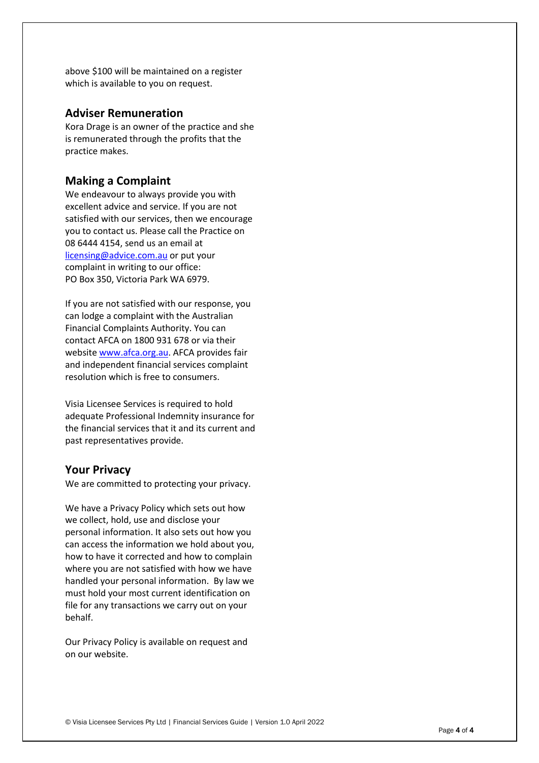above $100 will be maintained on a register which is available to you on request.

## Adviser Remuneration

Kora Drage is an owner of the practice and she is remunerated through the profits that the practice makes.

## Making a Complaint

We endeavour to always provide you with excellent advice and service. If you are not satisfied with our services, then we encourage you to contact us. Please call the Practice on 08 6444 4154, send us an email at licensing@advice.com.au or put your complaint in writing to our office: PO Box 350, Victoria Park WA 6979.

If you are not satisfied with our response, you can lodge a complaint with the Australian Financial Complaints Authority. You can contact AFCA on 1800 931 678 or via their website www.afca.org.au. AFCA provides fair and independent financial services complaint resolution which is free to consumers.

Visia Licensee Services is required to hold adequate Professional Indemnity insurance for the financial services that it and its current and past representatives provide.

## Your Privacy

We are committed to protecting your privacy.

We have a Privacy Policy which sets out how we collect, hold, use and disclose your personal information. It also sets out how you can access the information we hold about you, how to have it corrected and how to complain where you are not satisfied with how we have handled your personal information. By law we must hold your most current identification on file for any transactions we carry out on your behalf.

Our Privacy Policy is available on request and on our website.